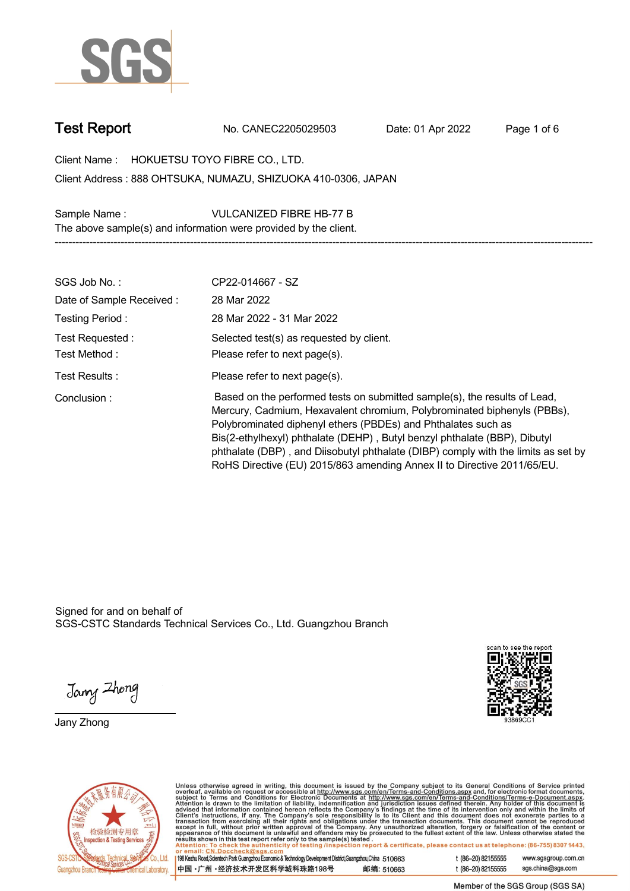# Test Report

No. CANEC2205029503 Date: 01 Apr 2022

Client Name : HOKUETSU TOYO FIBRE CO., LTD.

Client Address : 888 OHTSUKA, NUMAZU, SHIZUOKA 410-0306, JAPAN

Sample Name : VULCANIZED FIBRE HB-77 B

The above sample(s) and information were provided by the client.

---

| | |
|---|---|
| SGS Job No. : | CP22-014667 - SZ |
| Date of Sample Received : | 28 Mar 2022 |
| Testing Period : | 28 Mar 2022 - 31 Mar 2022 |
| Test Requested : | Selected test(s) as requested by client. |
| Test Method : | Please refer to next page(s). |
| Test Results : | Please refer to next page(s). |
| Conclusion : | Based on the performed tests on submitted sample(s), the results of Lead, Mercury, Cadmium, Hexavalent chromium, Polybrominated biphenyls (PBBs), Polybrominated diphenyl ethers (PBDEs) and Phthalates such as Bis(2-ethylhexyl) phthalate (DEHP) , Butyl benzyl phthalate (BBP), Dibutyl phthalate (DBP) , and Diisobutyl phthalate (DIBP) comply with the limits as set by RoHS Directive (EU) 2015/863 amending Annex II to Directive 2011/65/EU. |

Signed for and on behalf of
SGS-CSTC Standards Technical Services Co., Ltd. Guangzhou Branch

Jany Zhong

scan to see the report

93869CC1

Unless otherwise agreed in writing, this document is issued by the Company subject to its General Conditions of Service printed overleaf, available on request or accessible at http://www.sgs.com/en/Terms-and-Conditions.aspx and, for electronic format documents, subject to Terms and Conditions for Electronic Documents at http://www.sgs.com/en/Terms-and-Conditions/Terms-e-Document.aspx. Attention is drawn to the limitation of liability, indemnification and jurisdiction issues defined therein. Any holder of this document is advised that information contained hereon reflects the Company's findings at the time of its intervention only and within the limits of Client's instructions, if any. The Company's sole responsibility is to its Client and this document does not exonerate parties to a transaction from exercising all their rights and obligations under the transaction documents. This document cannot be reproduced except in full, without prior written approval of the Company. Any unauthorized alteration, forgery or falsification of the content or appearance of this document is unlawful and offenders may be prosecuted to the fullest extent of the law. Unless otherwise stated the results shown in this test report refer only to the sample(s) tested.

Attention: To check the authenticity of testing /inspection report & certificate, please contact us at telephone: (86-755) 8307 1443, or email: CN.Doccheck@sgs.com

198 Kezhu Road,Scientech Park Guangzhou Economic & Technology Development District,Guangzhou,China 510663 t (86–20) 82155555 www.sgsgroup.com.cn

中国 ·广州 ·经济技术开发区科学城科珠路198号 邮编: 510663 t (86–20) 82155555 sgs.china@sgs.com

Member of the SGS Group (SGS SA)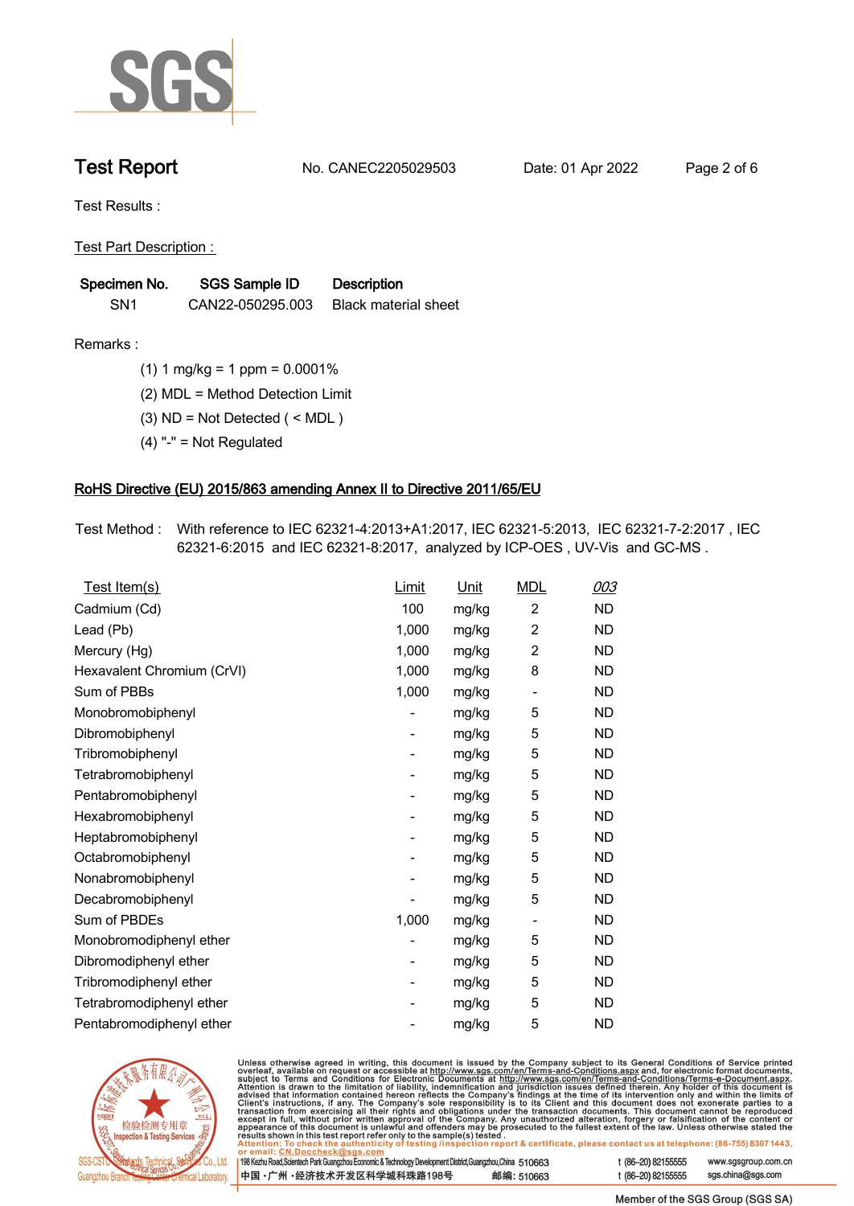# Test Report

No. CANEC2205029503 Date: 01 Apr 2022

Test Results :

Test Part Description :

| Specimen No. | SGS Sample ID | Description |
|---|---|---|
| SN1 | CAN22-050295.003 | Black material sheet |

Remarks :

(1) 1 mg/kg = 1 ppm = 0.0001%

(2) MDL = Method Detection Limit

(3) ND = Not Detected ( < MDL )

(4) "-" = Not Regulated

## RoHS Directive (EU) 2015/863 amending Annex II to Directive 2011/65/EU

Test Method : With reference to IEC 62321-4:2013+A1:2017, IEC 62321-5:2013, IEC 62321-7-2:2017 , IEC 62321-6:2015 and IEC 62321-8:2017, analyzed by ICP-OES , UV-Vis and GC-MS .

| Test Item(s) | Limit | Unit | MDL | 003 |
|---|---|---|---|---|
| Cadmium (Cd) | 100 | mg/kg | 2 | ND |
| Lead (Pb) | 1,000 | mg/kg | 2 | ND |
| Mercury (Hg) | 1,000 | mg/kg | 2 | ND |
| Hexavalent Chromium (CrVI) | 1,000 | mg/kg | 8 | ND |
| Sum of PBBs | 1,000 | mg/kg | - | ND |
| Monobromobiphenyl | - | mg/kg | 5 | ND |
| Dibromobiphenyl | - | mg/kg | 5 | ND |
| Tribromobiphenyl | - | mg/kg | 5 | ND |
| Tetrabromobiphenyl | - | mg/kg | 5 | ND |
| Pentabromobiphenyl | - | mg/kg | 5 | ND |
| Hexabromobiphenyl | - | mg/kg | 5 | ND |
| Heptabromobiphenyl | - | mg/kg | 5 | ND |
| Octabromobiphenyl | - | mg/kg | 5 | ND |
| Nonabromobiphenyl | - | mg/kg | 5 | ND |
| Decabromobiphenyl | - | mg/kg | 5 | ND |
| Sum of PBDEs | 1,000 | mg/kg | - | ND |
| Monobromodiphenyl ether | - | mg/kg | 5 | ND |
| Dibromodiphenyl ether | - | mg/kg | 5 | ND |
| Tribromodiphenyl ether | - | mg/kg | 5 | ND |
| Tetrabromodiphenyl ether | - | mg/kg | 5 | ND |
| Pentabromodiphenyl ether | - | mg/kg | 5 | ND |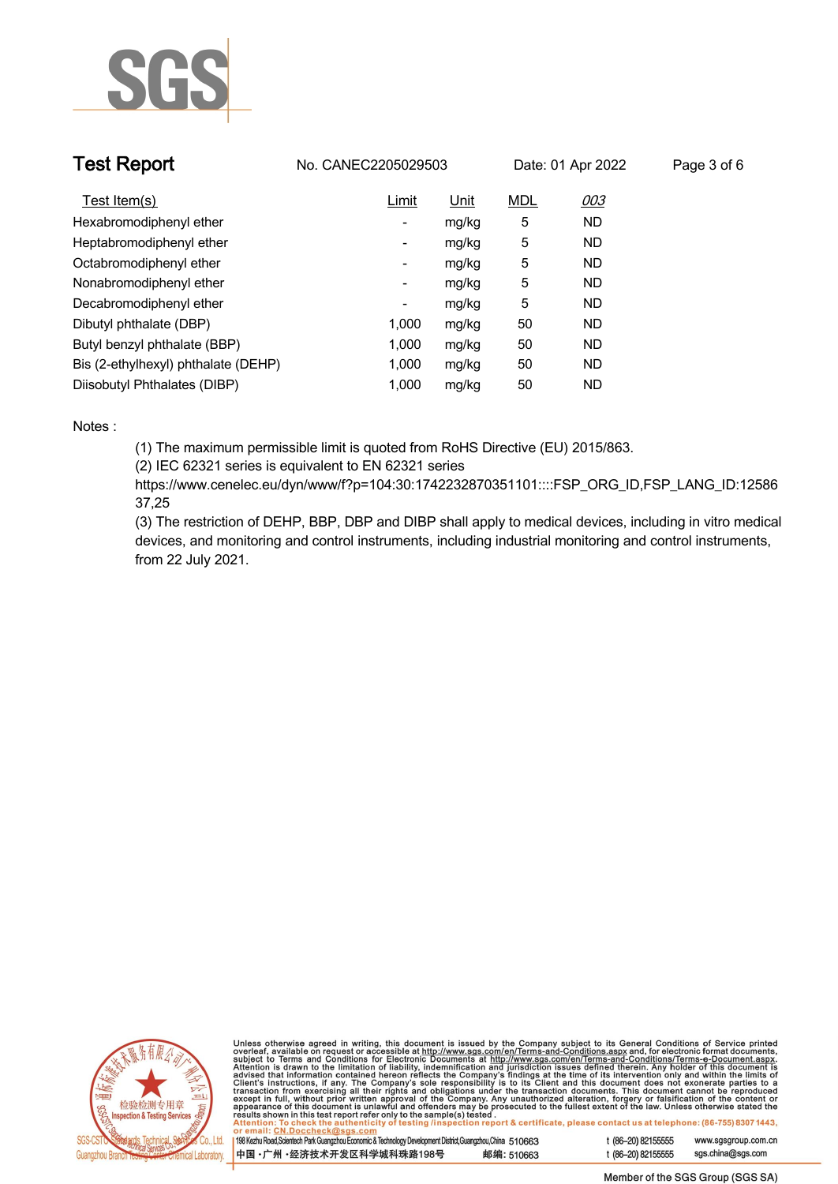| Test Item(s) | Limit | Unit | MDL | 003 |
|---|---|---|---|---|
| Hexabromodiphenyl ether | - | mg/kg | 5 | ND |
| Heptabromodiphenyl ether | - | mg/kg | 5 | ND |
| Octabromodiphenyl ether | - | mg/kg | 5 | ND |
| Nonabromodiphenyl ether | - | mg/kg | 5 | ND |
| Decabromodiphenyl ether | - | mg/kg | 5 | ND |
| Dibutyl phthalate (DBP) | 1,000 | mg/kg | 50 | ND |
| Butyl benzyl phthalate (BBP) | 1,000 | mg/kg | 50 | ND |
| Bis (2-ethylhexyl) phthalate (DEHP) | 1,000 | mg/kg | 50 | ND |
| Diisobutyl Phthalates (DIBP) | 1,000 | mg/kg | 50 | ND |

Notes :

(1) The maximum permissible limit is quoted from RoHS Directive (EU) 2015/863.

(2) IEC 62321 series is equivalent to EN 62321 series
https://www.cenelec.eu/dyn/www/f?p=104:30:1742232870351101::::FSP_ORG_ID,FSP_LANG_ID:1258637,25

(3) The restriction of DEHP, BBP, DBP and DIBP shall apply to medical devices, including in vitro medical devices, and monitoring and control instruments, including industrial monitoring and control instruments, from 22 July 2021.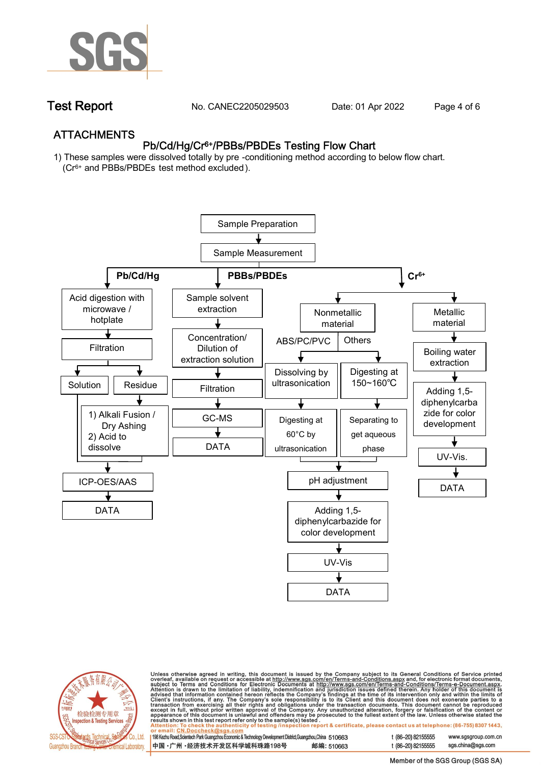## ATTACHMENTS

### Pb/Cd/Hg/$Cr^{6+}$/PBBs/PBDEs Testing Flow Chart

1) These samples were dissolved totally by pre -conditioning method according to below flow chart. ($Cr^{6+}$ and PBBs/PBDEs test method excluded).

Sample Preparation → Sample Measurement

**Pb/Cd/Hg**

- Acid digestion with microwave / hotplate → Filtration
  - Solution → ICP-OES/AAS
  - Residue → 1) Alkali Fusion / Dry Ashing 2) Acid to dissolve → ICP-OES/AAS
- ICP-OES/AAS → DATA

**PBBs/PBDEs**

- Sample solvent extraction → Concentration/ Dilution of extraction solution → Filtration → GC-MS → DATA

**$Cr^{6+}$**

- Nonmetallic material
  - ABS/PC/PVC: Dissolving by ultrasonication → Digesting at 60°C by ultrasonication
  - Others: Digesting at 150~160℃ → Separating to get aqueous phase
  - → pH adjustment → Adding 1,5-diphenylcarbazide for color development → UV-Vis → DATA
- Metallic material
  - Boiling water extraction → Adding 1,5-diphenylcarbazide for color development → UV-Vis. → DATA

Unless otherwise agreed in writing, this document is issued by the Company subject to its General Conditions of Service printed overleaf, available on request or accessible at http://www.sgs.com/en/Terms-and-Conditions.aspx and, for electronic format documents, subject to Terms and Conditions for Electronic Documents at http://www.sgs.com/en/Terms-and-Conditions/Terms-e-Document.aspx. Attention is drawn to the limitation of liability, indemnification and jurisdiction issues defined therein. Any holder of this document is advised that information contained hereon reflects the Company's findings at the time of its intervention only and within the limits of Client's instructions, if any. The Company's sole responsibility is to its Client and this document does not exonerate parties to a transaction from exercising all their rights and obligations under the transaction documents. This document cannot be reproduced except in full, without prior written approval of the Company. Any unauthorized alteration, forgery or falsification of the content or appearance of this document is unlawful and offenders may be prosecuted to the fullest extent of the law. Unless otherwise stated the results shown in this test report refer only to the sample(s) tested.

Attention: To check the authenticity of testing /inspection report & certificate, please contact us at telephone: (86-755) 8307 1443, or email: CN.Doccheck@sgs.com

198 Kezhu Road,Scientech Park Guangzhou Economic & Technology Development District,Guangzhou,China 510663 t (86–20) 82155555 www.sgsgroup.com.cn

中国・广州・经济技术开发区科学城科珠路198号 邮编: 510663 t (86–20) 82155555 sgs.china@sgs.com

Member of the SGS Group (SGS SA)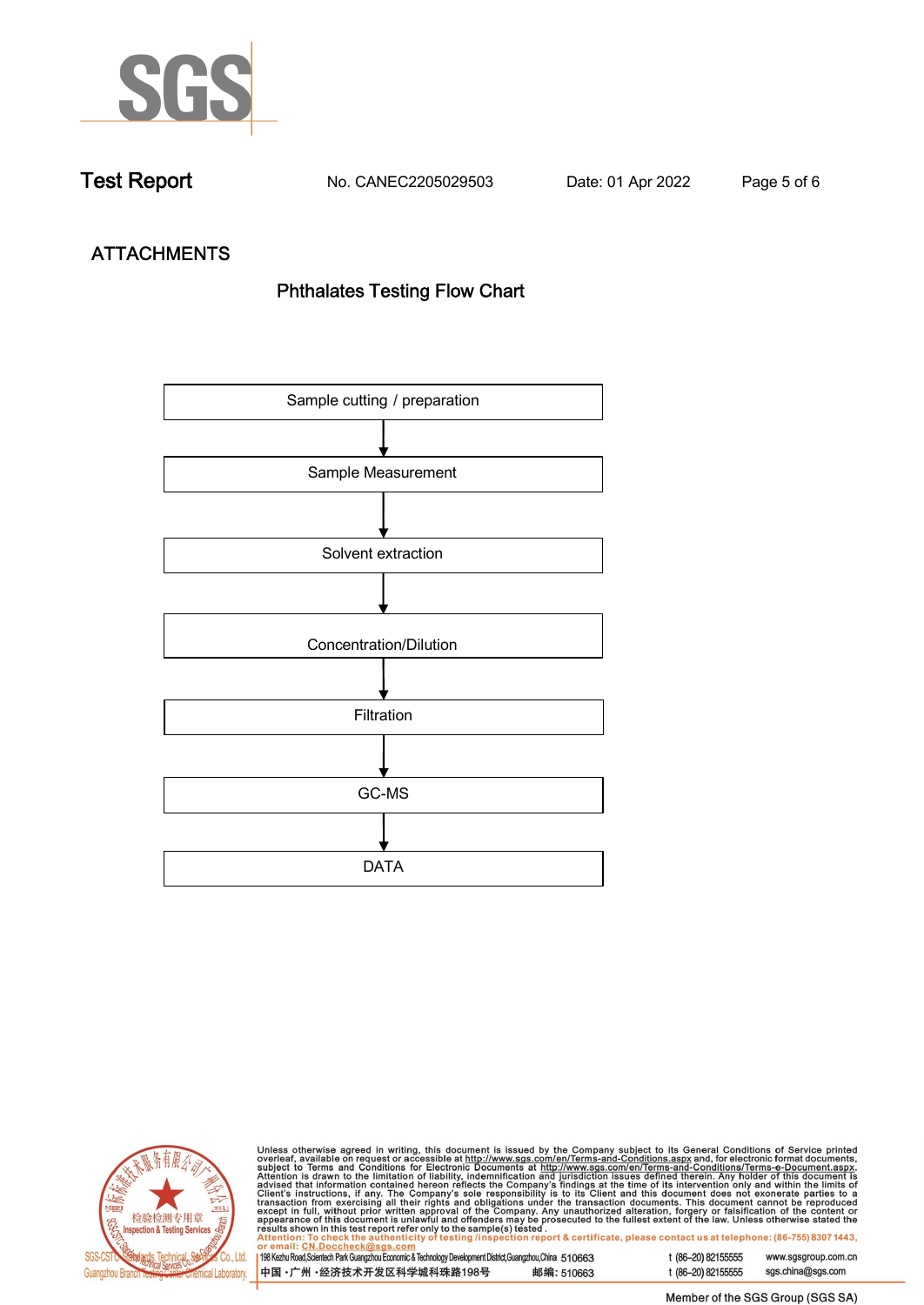## ATTACHMENTS

### Phthalates Testing Flow Chart

Sample cutting / preparation

↓

Sample Measurement

↓

Solvent extraction

↓

Concentration/Dilution

↓

Filtration

↓

GC-MS

↓

DATA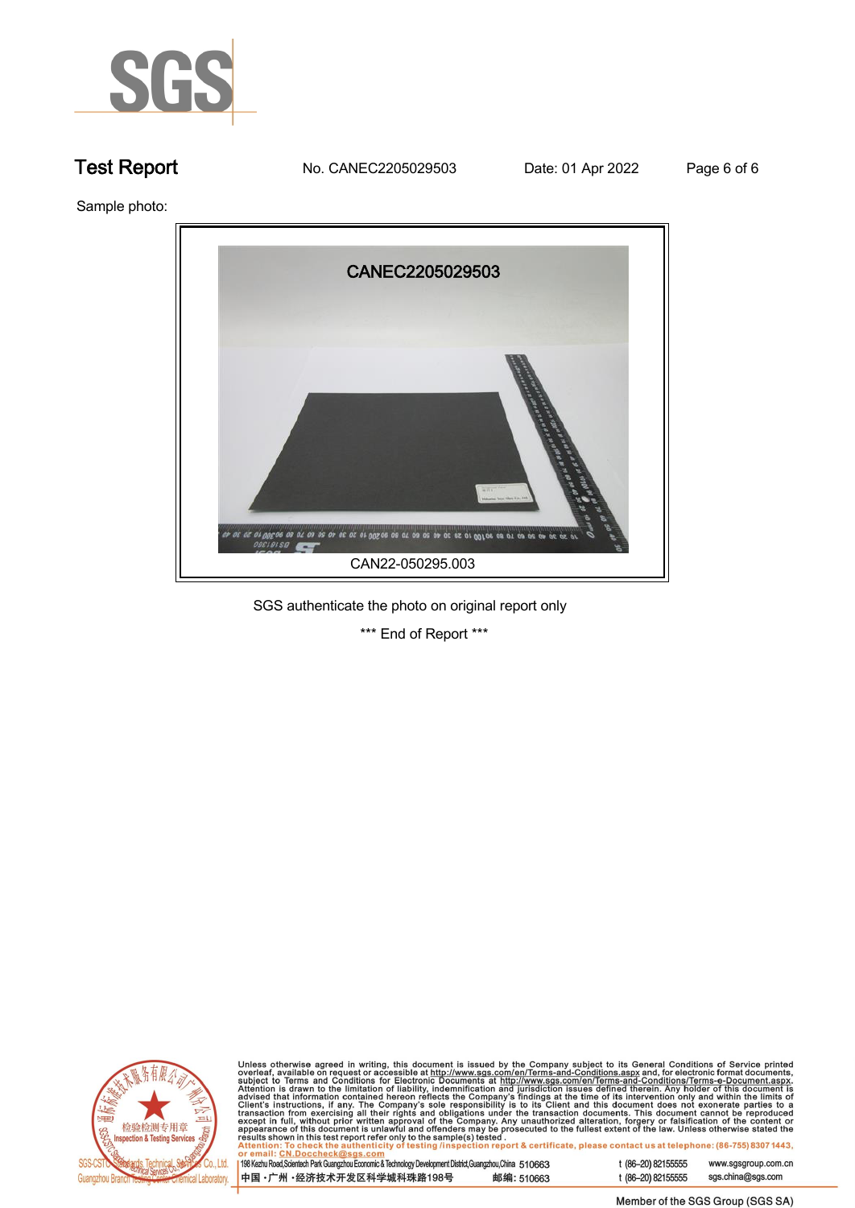Sample photo:

CAN22-050295.003

SGS authenticate the photo on original report only

*** End of Report ***